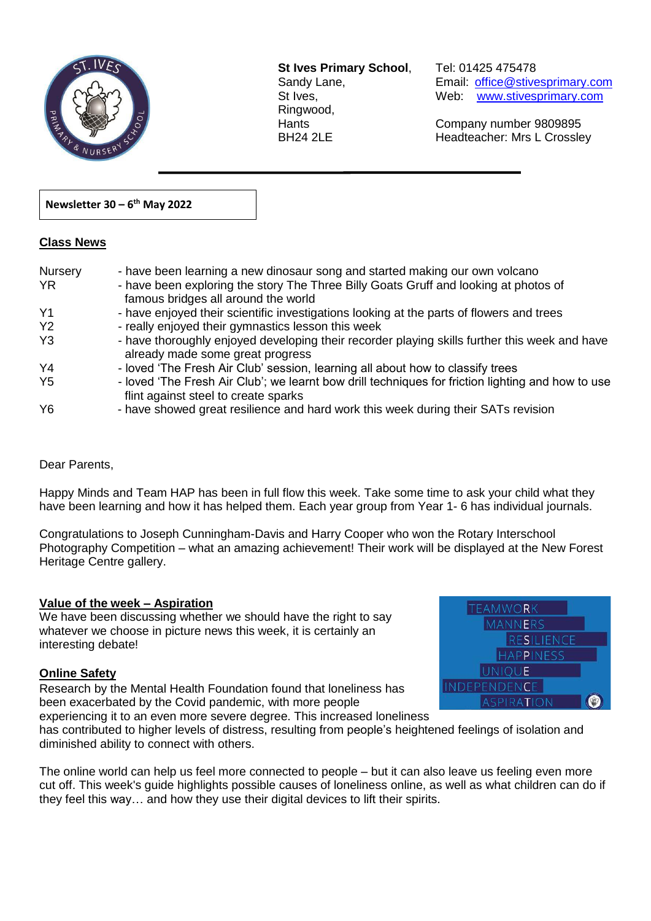**St Ives Primary School**,
Sandy Lane,
St Ives,
Ringwood,
Hants
BH24 2LE

Tel: 01425 475478
Email: office@stivesprimary.com
Web: www.stivesprimary.com

Company number 9809895
Headteacher: Mrs L Crossley

**Newsletter 30 – 6th May 2022**

## Class News

| | |
|---|---|
| Nursery | - have been learning a new dinosaur song and started making our own volcano |
| YR | - have been exploring the story The Three Billy Goats Gruff and looking at photos of famous bridges all around the world |
| Y1 | - have enjoyed their scientific investigations looking at the parts of flowers and trees |
| Y2 | - really enjoyed their gymnastics lesson this week |
| Y3 | - have thoroughly enjoyed developing their recorder playing skills further this week and have already made some great progress |
| Y4 | - loved 'The Fresh Air Club' session, learning all about how to classify trees |
| Y5 | - loved 'The Fresh Air Club'; we learnt bow drill techniques for friction lighting and how to use flint against steel to create sparks |
| Y6 | - have showed great resilience and hard work this week during their SATs revision |

Dear Parents,

Happy Minds and Team HAP has been in full flow this week. Take some time to ask your child what they have been learning and how it has helped them. Each year group from Year 1- 6 has individual journals.

Congratulations to Joseph Cunningham-Davis and Harry Cooper who won the Rotary Interschool Photography Competition – what an amazing achievement! Their work will be displayed at the New Forest Heritage Centre gallery.

## Value of the week – Aspiration

We have been discussing whether we should have the right to say whatever we choose in picture news this week, it is certainly an interesting debate!

TEAMWORK
MANNERS
RESILIENCE
HAPPINESS
UNIQUE
INDEPENDENCE
ASPIRATION

## Online Safety

Research by the Mental Health Foundation found that loneliness has been exacerbated by the Covid pandemic, with more people experiencing it to an even more severe degree. This increased loneliness has contributed to higher levels of distress, resulting from people's heightened feelings of isolation and diminished ability to connect with others.

The online world can help us feel more connected to people – but it can also leave us feeling even more cut off. This week's guide highlights possible causes of loneliness online, as well as what children can do if they feel this way… and how they use their digital devices to lift their spirits.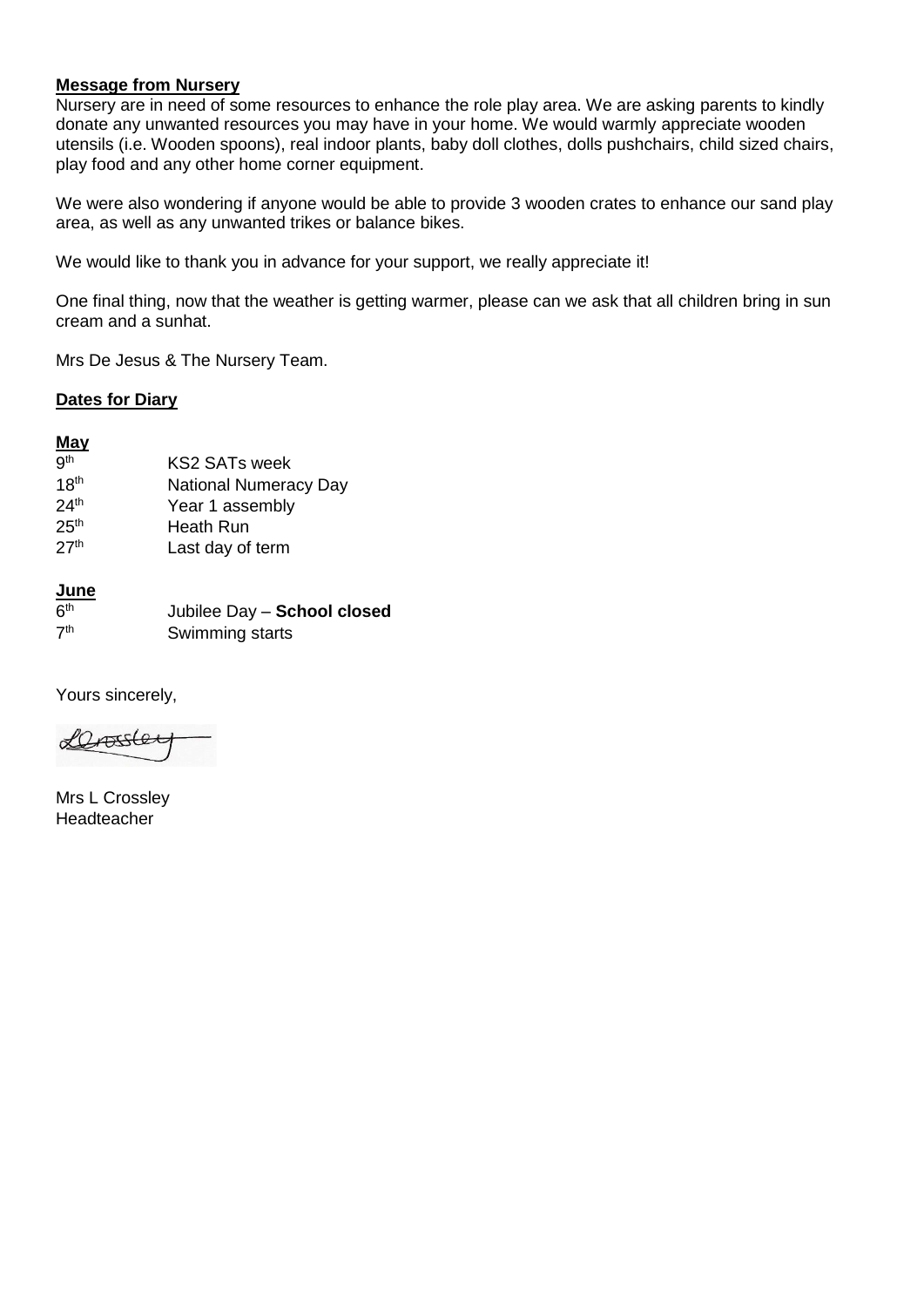**Message from Nursery**

Nursery are in need of some resources to enhance the role play area. We are asking parents to kindly donate any unwanted resources you may have in your home. We would warmly appreciate wooden utensils (i.e. Wooden spoons), real indoor plants, baby doll clothes, dolls pushchairs, child sized chairs, play food and any other home corner equipment.

We were also wondering if anyone would be able to provide 3 wooden crates to enhance our sand play area, as well as any unwanted trikes or balance bikes.

We would like to thank you in advance for your support, we really appreciate it!

One final thing, now that the weather is getting warmer, please can we ask that all children bring in sun cream and a sunhat.

Mrs De Jesus & The Nursery Team.

**Dates for Diary**

**May**

| | |
|---|---|
| 9th | KS2 SATs week |
| 18th | National Numeracy Day |
| 24th | Year 1 assembly |
| 25th | Heath Run |
| 27th | Last day of term |

**June**

| | |
|---|---|
| 6th | Jubilee Day – **School closed** |
| 7th | Swimming starts |

Yours sincerely,

Mrs L Crossley
Headteacher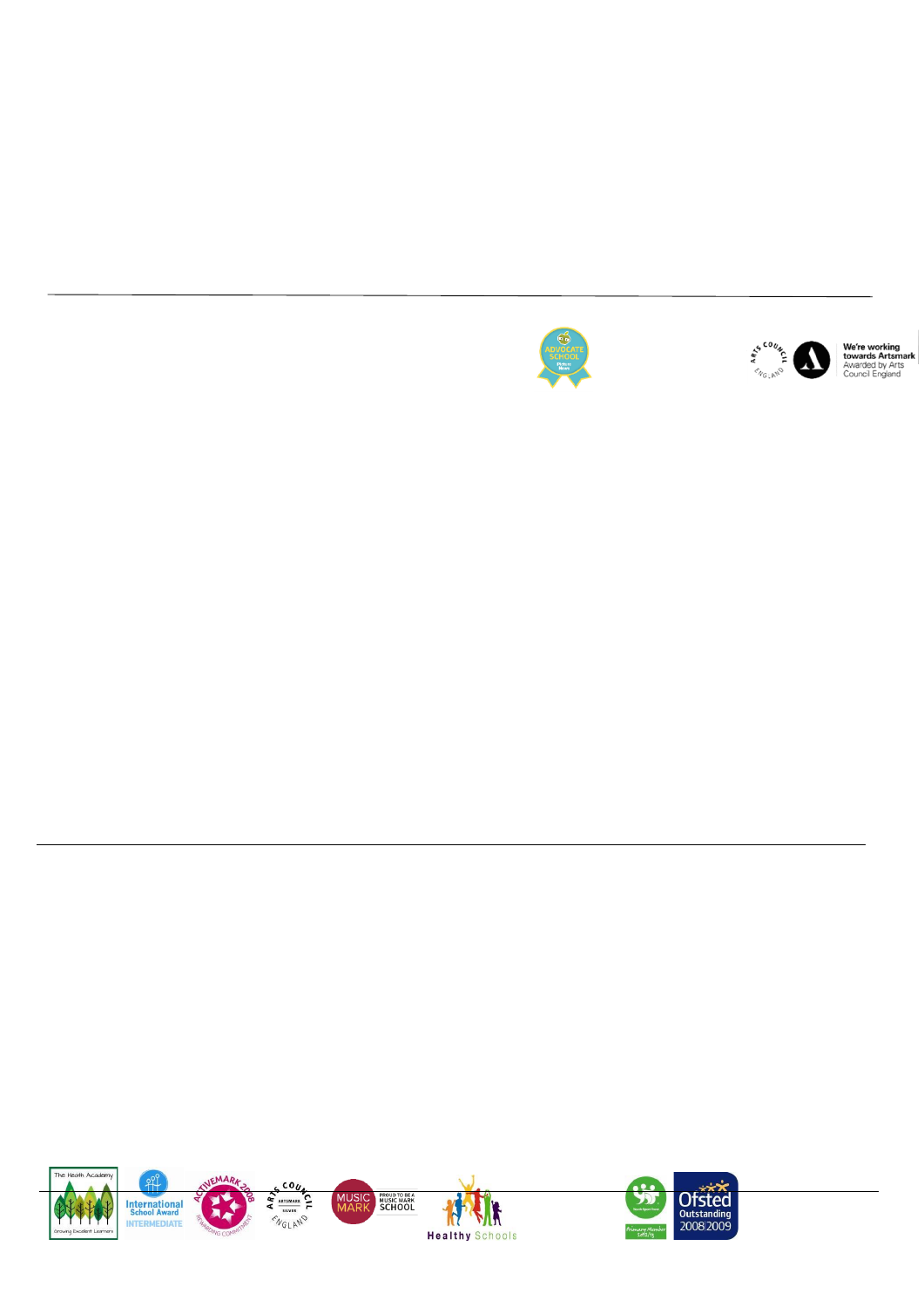We're working towards Artsmark Awarded by Arts Council England